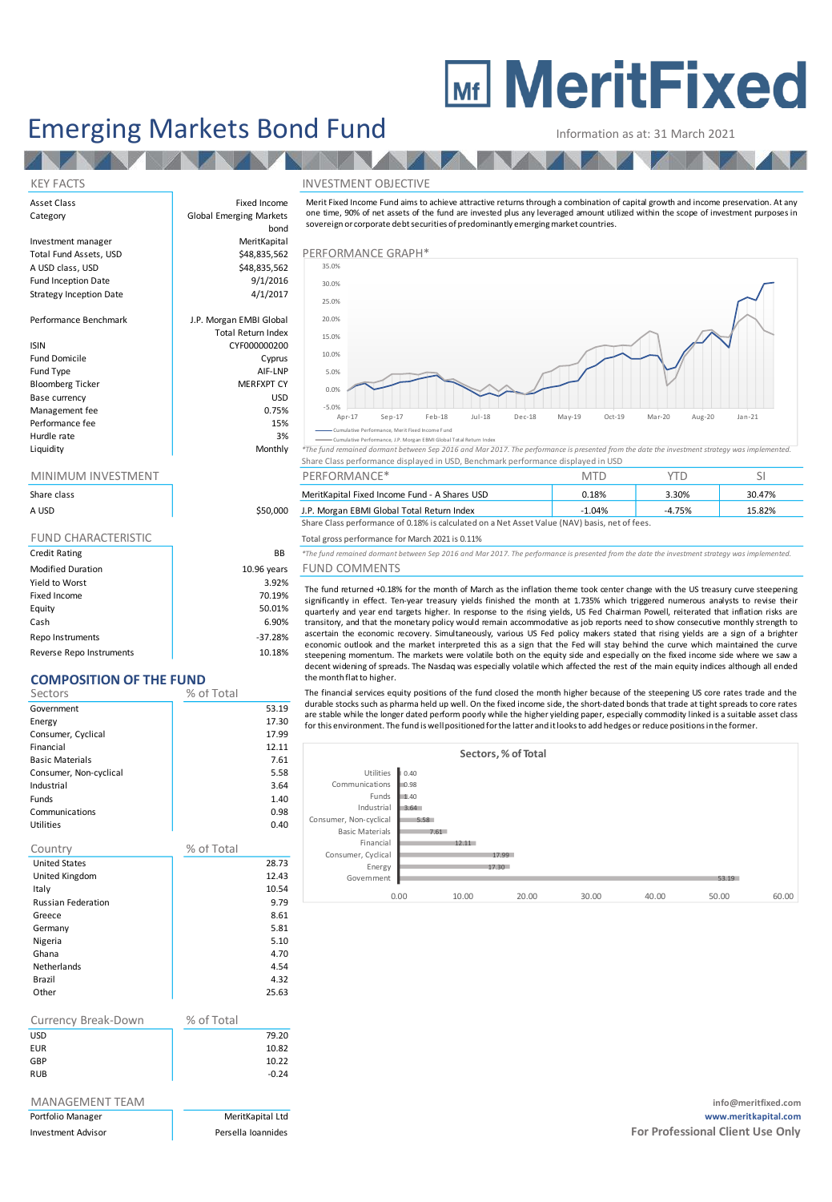# MeritFixed

# Emerging Markets Bond Fund

Information as at: 31 March 2021

## KEY FACTS

| | |
|---|---|
| Asset Class | Fixed Income |
| Category | Global Emerging Markets bond |
| Investment manager | MeritKapital |
| Total Fund Assets, USD | $48,835,562 |
| A USD class, USD | $48,835,562 |
| Fund Inception Date | 9/1/2016 |
| Strategy Inception Date | 4/1/2017 |
| Performance Benchmark | J.P. Morgan EMBI Global Total Return Index |
| ISIN | CYF000000200 |
| Fund Domicile | Cyprus |
| Fund Type | AIF-LNP |
| Bloomberg Ticker | MERFXPT CY |
| Base currency | USD |
| Management fee | 0.75% |
| Performance fee | 15% |
| Hurdle rate | 3% |
| Liquidity | Monthly |

## MINIMUM INVESTMENT

| Share class | |
|---|---|
| A USD | $50,000 |

## FUND CHARACTERISTIC

| | |
|---|---|
| Credit Rating | BB |
| Modified Duration | 10.96 years |
| Yield to Worst | 3.92% |
| Fixed Income | 70.19% |
| Equity | 50.01% |
| Cash | 6.90% |
| Repo Instruments | -37.28% |
| Reverse Repo Instruments | 10.18% |

## COMPOSITION OF THE FUND

| Sectors | % of Total |
|---|---|
| Government | 53.19 |
| Energy | 17.30 |
| Consumer, Cyclical | 17.99 |
| Financial | 12.11 |
| Basic Materials | 7.61 |
| Consumer, Non-cyclical | 5.58 |
| Industrial | 3.64 |
| Funds | 1.40 |
| Communications | 0.98 |
| Utilities | 0.40 |

| Country | % of Total |
|---|---|
| United States | 28.73 |
| United Kingdom | 12.43 |
| Italy | 10.54 |
| Russian Federation | 9.79 |
| Greece | 8.61 |
| Germany | 5.81 |
| Nigeria | 5.10 |
| Ghana | 4.70 |
| Netherlands | 4.54 |
| Brazil | 4.32 |
| Other | 25.63 |

| Currency Break-Down | % of Total |
|---|---|
| USD | 79.20 |
| EUR | 10.82 |
| GBP | 10.22 |
| RUB | -0.24 |

## MANAGEMENT TEAM

| | |
|---|---|
| Portfolio Manager | MeritKapital Ltd |
| Investment Advisor | Persella Ioannides |

## INVESTMENT OBJECTIVE

Merit Fixed Income Fund aims to achieve attractive returns through a combination of capital growth and income preservation. At any one time, 90% of net assets of the fund are invested plus any leveraged amount utilized within the scope of investment purposes in sovereign or corporate debt securities of predominantly emerging market countries.

## PERFORMANCE GRAPH*

Legend: Cumulative Performance, Merit Fixed Income Fund; Cumulative Performance, J.P. Morgan EMBI Global Total Return Index

*The fund remained dormant between Sep 2016 and Mar 2017. The performance is presented from the date the investment strategy was implemented.

Share Class performance displayed in USD, Benchmark performance displayed in USD

| PERFORMANCE* | MTD | YTD | SI |
|---|---|---|---|
| MeritKapital Fixed Income Fund - A Shares USD | 0.18% | 3.30% | 30.47% |
| J.P. Morgan EMBI Global Total Return Index | -1.04% | -4.75% | 15.82% |

Share Class performance of 0.18% is calculated on a Net Asset Value (NAV) basis, net of fees.

Total gross performance for March 2021 is 0.11%

*The fund remained dormant between Sep 2016 and Mar 2017. The performance is presented from the date the investment strategy was implemented.

## FUND COMMENTS

The fund returned +0.18% for the month of March as the inflation theme took center change with the US treasury curve steepening significantly in effect. Ten-year treasury yields finished the month at 1.735% which triggered numerous analysts to revise their quarterly and year end targets higher. In response to the rising yields, US Fed Chairman Powell, reiterated that inflation risks are transitory, and that the monetary policy would remain accommodative as job reports need to show consecutive monthly strength to ascertain the economic recovery. Simultaneously, various US Fed policy makers stated that rising yields are a sign of a brighter economic outlook and the market interpreted this as a sign that the Fed will stay behind the curve which maintained the curve steepening momentum. The markets were volatile both on the equity side and especially on the fixed income side where we saw a decent widening of spreads. The Nasdaq was especially volatile which affected the rest of the main equity indices although all ended the month flat to higher.

The financial services equity positions of the fund closed the month higher because of the steepening US core rates trade and the durable stocks such as pharma held up well. On the fixed income side, the short-dated bonds that trade at tight spreads to core rates are stable while the longer dated perform poorly while the higher yielding paper, especially commodity linked is a suitable asset class for this environment. The fund is well positioned for the latter and it looks to add hedges or reduce positions in the former.

**Sectors, % of Total**

| Sector | % of Total |
|---|---|
| Utilities | 0.40 |
| Communications | 0.98 |
| Funds | 1.40 |
| Industrial | 3.64 |
| Consumer, Non-cyclical | 5.58 |
| Basic Materials | 7.61 |
| Financial | 12.11 |
| Consumer, Cyclical | 17.99 |
| Energy | 17.30 |
| Government | 53.19 |

info@meritfixed.com
www.meritkapital.com
**For Professional Client Use Only**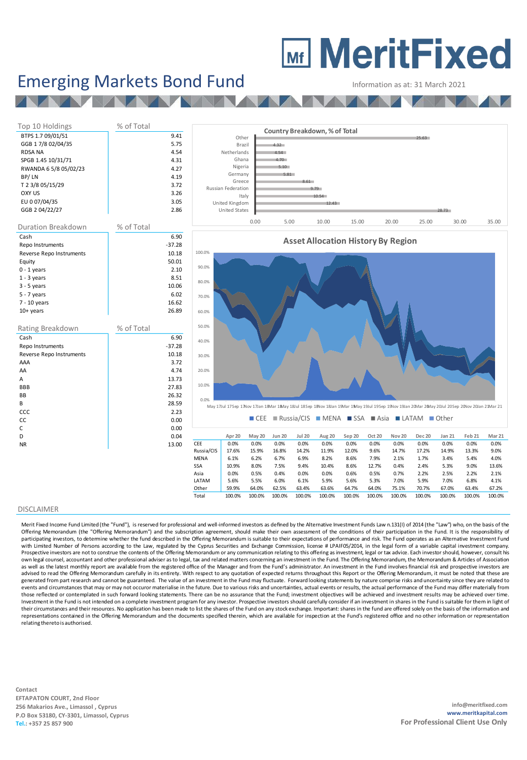# MeritFixed

## Emerging Markets Bond Fund

Information as at: 31 March 2021

| Top 10 Holdings | % of Total |
|---|---|
| BTPS 1.7 09/01/51 | 9.41 |
| GGB 1 7/8 02/04/35 | 5.75 |
| RDSA NA | 4.54 |
| SPGB 1.45 10/31/71 | 4.31 |
| RWANDA 6 5/8 05/02/23 | 4.27 |
| BP/ LN | 4.19 |
| T 2 3/8 05/15/29 | 3.72 |
| OXY US | 3.26 |
| EU 0 07/04/35 | 3.05 |
| GGB 2 04/22/27 | 2.86 |

| Duration Breakdown | % of Total |
|---|---|
| Cash | 6.90 |
| Repo Instruments | -37.28 |
| Reverse Repo Instruments | 10.18 |
| Equity | 50.01 |
| 0 - 1 years | 2.10 |
| 1 - 3 years | 8.51 |
| 3 - 5 years | 10.06 |
| 5 - 7 years | 6.02 |
| 7 - 10 years | 16.62 |
| 10+ years | 26.89 |

| Rating Breakdown | % of Total |
|---|---|
| Cash | 6.90 |
| Repo Instruments | -37.28 |
| Reverse Repo Instruments | 10.18 |
| AAA | 3.72 |
| AA | 4.74 |
| A | 13.73 |
| BBB | 27.83 |
| BB | 26.32 |
| B | 28.59 |
| CCC | 2.23 |
| CC | 0.00 |
| C | 0.00 |
| D | 0.04 |
| NR | 13.00 |

**Country Breakdown, % of Total**

Other 25.63
Brazil 4.32
Netherlands 4.54
Ghana 4.70
Nigeria 5.10
Germany 5.81
Greece 8.61
Russian Federation 9.79
Italy 10.54
United Kingdom 12.43
United States 28.73

0.00 5.00 10.00 15.00 20.00 25.00 30.00 35.00

**Asset Allocation History By Region**

100.0% 90.0% 80.0% 70.0% 60.0% 50.0% 40.0% 30.0% 20.0% 10.0% 0.0%

May 17 Jul 17 Sep 17 Nov 17 Jan 18 Mar 18 May 18 Jul 18 Sep 18 Nov 18 Jan 19 Mar 19 May 19 Jul 19 Sep 19 Nov 19 Jan 20 Mar 20 May 20 Jul 20 Sep 20 Nov 20 Jan 21 Mar 21

CEE Russia/CIS MENA SSA Asia LATAM Other

| | Apr 20 | May 20 | Jun 20 | Jul 20 | Aug 20 | Sep 20 | Oct 20 | Nov 20 | Dec 20 | Jan 21 | Feb 21 | Mar 21 |
|---|---|---|---|---|---|---|---|---|---|---|---|---|
| CEE | 0.0% | 0.0% | 0.0% | 0.0% | 0.0% | 0.0% | 0.0% | 0.0% | 0.0% | 0.0% | 0.0% | 0.0% |
| Russia/CIS | 17.6% | 15.9% | 16.8% | 14.2% | 11.9% | 12.0% | 9.6% | 14.7% | 17.2% | 14.9% | 13.3% | 9.0% |
| MENA | 6.1% | 6.2% | 6.7% | 6.9% | 8.2% | 8.6% | 7.9% | 2.1% | 1.7% | 3.4% | 5.4% | 4.0% |
| SSA | 10.9% | 8.0% | 7.5% | 9.4% | 10.4% | 8.6% | 12.7% | 0.4% | 2.4% | 5.3% | 9.0% | 13.6% |
| Asia | 0.0% | 0.5% | 0.4% | 0.0% | 0.0% | 0.6% | 0.5% | 0.7% | 2.2% | 2.5% | 2.2% | 2.1% |
| LATAM | 5.6% | 5.5% | 6.0% | 6.1% | 5.9% | 5.6% | 5.3% | 7.0% | 5.9% | 7.0% | 6.8% | 4.1% |
| Other | 59.9% | 64.0% | 62.5% | 63.4% | 63.6% | 64.7% | 64.0% | 75.1% | 70.7% | 67.0% | 63.4% | 67.2% |
| Total | 100.0% | 100.0% | 100.0% | 100.0% | 100.0% | 100.0% | 100.0% | 100.0% | 100.0% | 100.0% | 100.0% | 100.0% |

### DISCLAIMER

Merit Fixed Income Fund Limited (the "Fund"), is reserved for professional and well-informed investors as defined by the Alternative Investment Funds Law n.131(I) of 2014 (the "Law") who, on the basis of the Offering Memorandum (the "Offering Memorandum") and the subscription agreement, should make their own assessment of the conditions of their participation in the Fund. It is the responsibility of participating investors, to determine whether the fund described in the Offering Memorandum is suitable to their expectations of performance and risk. The Fund operates as an Alternative Investment Fund with Limited Number of Persons according to the Law, regulated by the Cyprus Securities and Exchange Commission, license # LPAIF05/2014, in the legal form of a variable capital investment company. Prospective investors are not to construe the contents of the Offering Memorandum or any communication relating to this offering as investment, legal or tax advice. Each investor should, however, consult his own legal counsel, accountant and other professional adviser as to legal, tax and related matters concerning an investment in the Fund. The Offering Memorandum, the Memorandum & Articles of Association as well as the latest monthly report are available from the registered office of the Manager and from the Fund's administrator. An investment in the Fund involves financial risk and prospective investors are advised to read the Offering Memorandum carefully in its entirety. With respect to any quotation of expected returns throughout this Report or the Offering Memorandum, it must be noted that these are generated from part research and cannot be guaranteed. The value of an investment in the Fund may fluctuate. Forward looking statements by nature comprise risks and uncertainty since they are related to events and circumstances that may or may not occur or materialise in the future. Due to various risks and uncertainties, actual events or results, the actual performance of the Fund may differ materially from those reflected or contemplated in such forward looking statements. There can be no assurance that the Fund; investment objectives will be achieved and investment results may be achieved over time. Investment in the Fund is not intended on a complete investment program for any investor. Prospective investors should carefully consider if an investment in shares in the Fund is suitable for them in light of their circumstances and their resources. No application has been made to list the shares of the Fund on any stock exchange. Important: shares in the fund are offered solely on the basis of the information and representations contained in the Offering Memorandum and the documents specified therein, which are available for inspection at the Fund's registered office and no other information or representation relating thereto is authorised.

**Contact**
**EFTAPATON COURT, 2nd Floor**
**256 Makarios Ave., Limassol , Cyprus**
**P.O Box 53180, CY-3301, Limassol, Cyprus**
**Tel.: +357 25 857 900**

**info@meritfixed.com**
**www.meritkapital.com**
**For Professional Client Use Only**